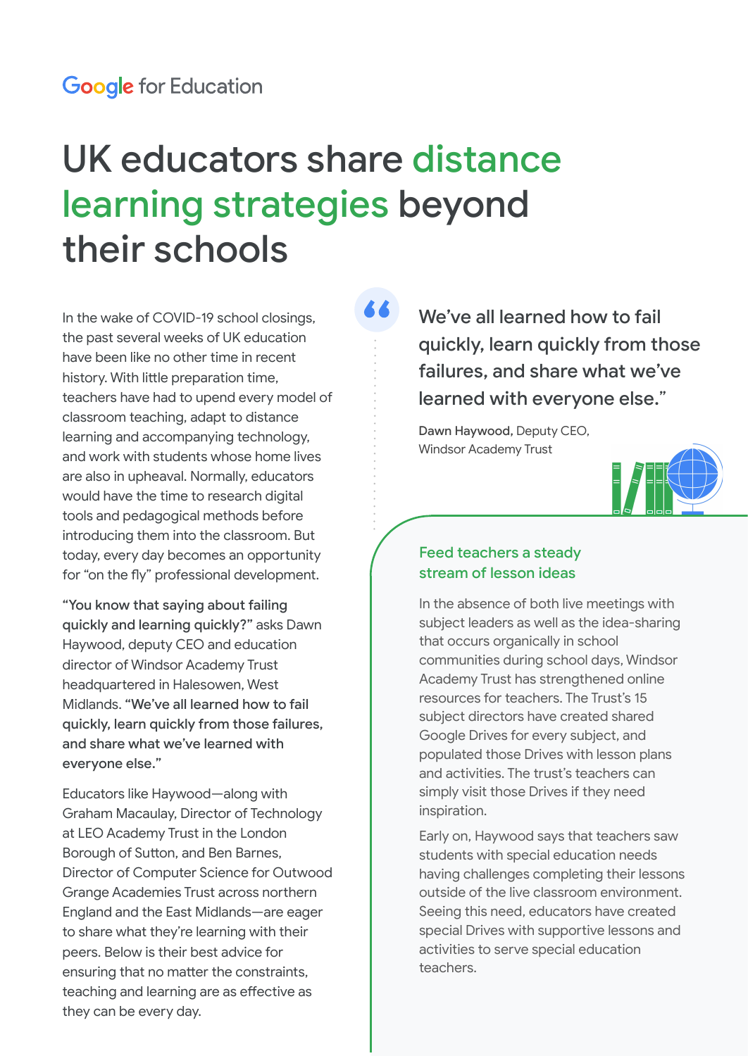Google for Education

# UK educators share distance learning strategies beyond their schools

In the wake of COVID-19 school closings, the past several weeks of UK education have been like no other time in recent history. With little preparation time, teachers have had to upend every model of classroom teaching, adapt to distance learning and accompanying technology, and work with students whose home lives are also in upheaval. Normally, educators would have the time to research digital tools and pedagogical methods before introducing them into the classroom. But today, every day becomes an opportunity for "on the fly" professional development.

**"You know that saying about failing quickly and learning quickly?"** asks Dawn Haywood, deputy CEO and education director of Windsor Academy Trust headquartered in Halesowen, West Midlands. **"We've all learned how to fail quickly, learn quickly from those failures, and share what we've learned with everyone else."**

Educators like Haywood—along with Graham Macaulay, Director of Technology at LEO Academy Trust in the London Borough of Sutton, and Ben Barnes, Director of Computer Science for Outwood Grange Academies Trust across northern England and the East Midlands—are eager to share what they're learning with their peers. Below is their best advice for ensuring that no matter the constraints, teaching and learning are as effective as they can be every day.

> We've all learned how to fail quickly, learn quickly from those failures, and share what we've learned with everyone else."
>
> **Dawn Haywood,** Deputy CEO, Windsor Academy Trust

## Feed teachers a steady stream of lesson ideas

In the absence of both live meetings with subject leaders as well as the idea-sharing that occurs organically in school communities during school days, Windsor Academy Trust has strengthened online resources for teachers. The Trust's 15 subject directors have created shared Google Drives for every subject, and populated those Drives with lesson plans and activities. The trust's teachers can simply visit those Drives if they need inspiration.

Early on, Haywood says that teachers saw students with special education needs having challenges completing their lessons outside of the live classroom environment. Seeing this need, educators have created special Drives with supportive lessons and activities to serve special education teachers.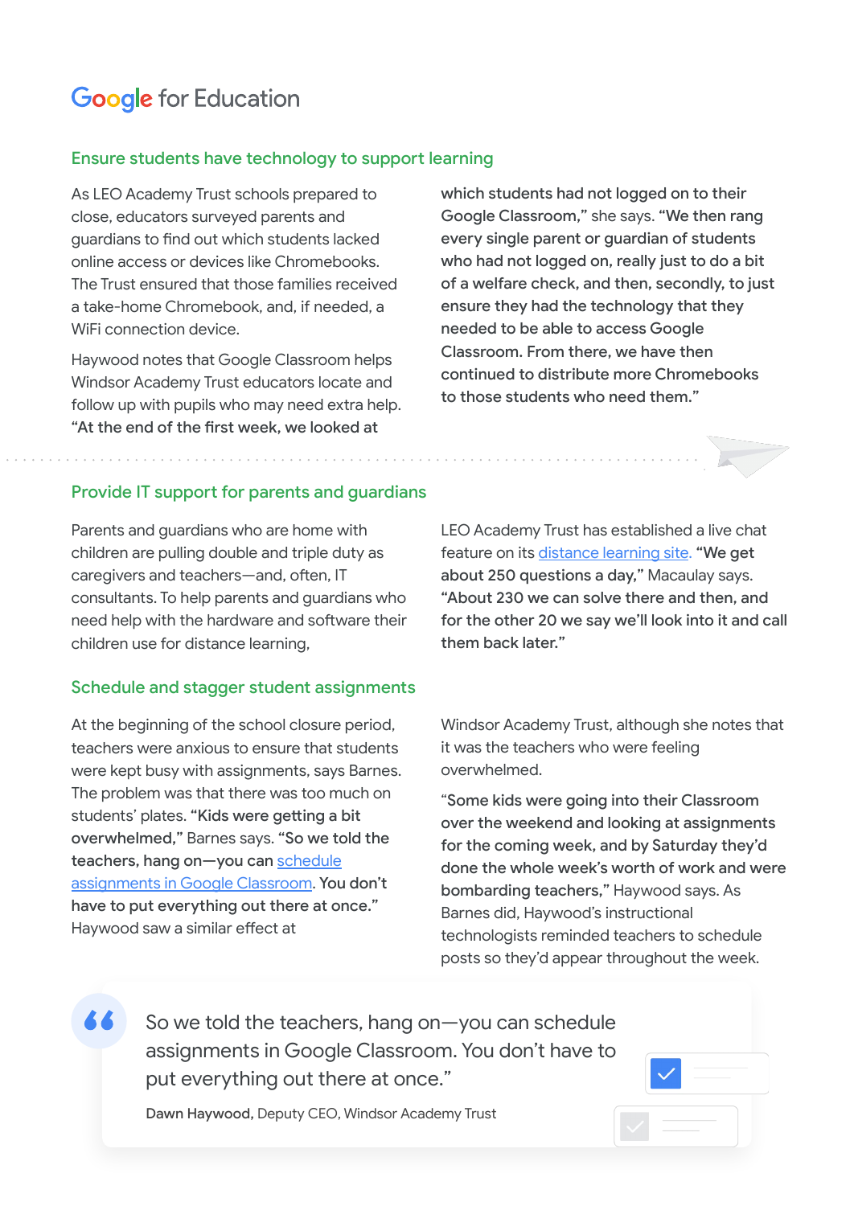## Ensure students have technology to support learning

As LEO Academy Trust schools prepared to close, educators surveyed parents and guardians to find out which students lacked online access or devices like Chromebooks. The Trust ensured that those families received a take-home Chromebook, and, if needed, a WiFi connection device.

Haywood notes that Google Classroom helps Windsor Academy Trust educators locate and follow up with pupils who may need extra help. **"At the end of the first week, we looked at which students had not logged on to their Google Classroom,"** she says. **"We then rang every single parent or guardian of students who had not logged on, really just to do a bit of a welfare check, and then, secondly, to just ensure they had the technology that they needed to be able to access Google Classroom. From there, we have then continued to distribute more Chromebooks to those students who need them."**

## Provide IT support for parents and guardians

Parents and guardians who are home with children are pulling double and triple duty as caregivers and teachers—and, often, IT consultants. To help parents and guardians who need help with the hardware and software their children use for distance learning, LEO Academy Trust has established a live chat feature on its distance learning site. **"We get about 250 questions a day,"** Macaulay says. **"About 230 we can solve there and then, and for the other 20 we say we'll look into it and call them back later."**

## Schedule and stagger student assignments

At the beginning of the school closure period, teachers were anxious to ensure that students were kept busy with assignments, says Barnes. The problem was that there was too much on students' plates. **"Kids were getting a bit overwhelmed,"** Barnes says. **"So we told the teachers, hang on—you can schedule assignments in Google Classroom. You don't have to put everything out there at once."** Haywood saw a similar effect at Windsor Academy Trust, although she notes that it was the teachers who were feeling overwhelmed.

**"Some kids were going into their Classroom over the weekend and looking at assignments for the coming week, and by Saturday they'd done the whole week's worth of work and were bombarding teachers,"** Haywood says. As Barnes did, Haywood's instructional technologists reminded teachers to schedule posts so they'd appear throughout the week.

> So we told the teachers, hang on—you can schedule assignments in Google Classroom. You don't have to put everything out there at once."
>
> **Dawn Haywood,** Deputy CEO, Windsor Academy Trust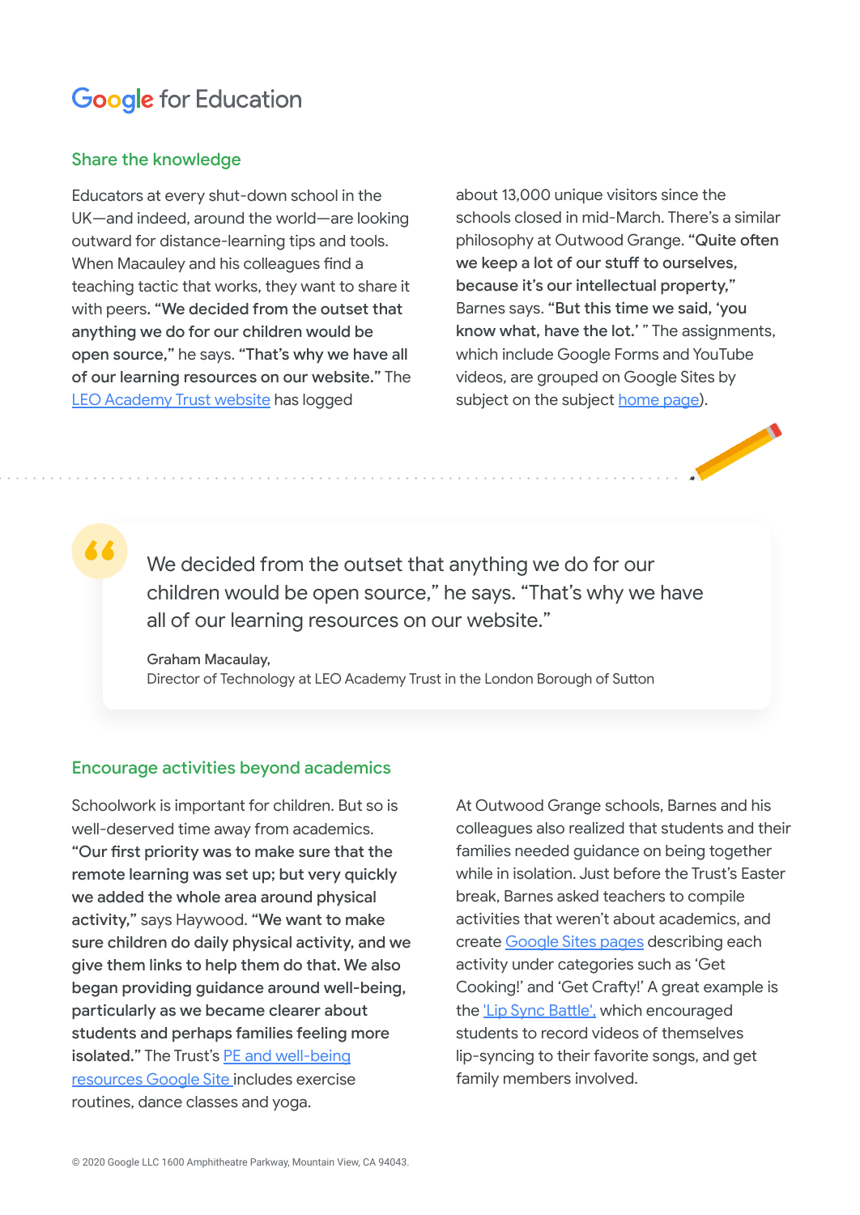Google for Education

## Share the knowledge

Educators at every shut-down school in the UK—and indeed, around the world—are looking outward for distance-learning tips and tools. When Macauley and his colleagues find a teaching tactic that works, they want to share it with peers. **"We decided from the outset that anything we do for our children would be open source,"** he says. **"That's why we have all of our learning resources on our website."** The LEO Academy Trust website has logged about 13,000 unique visitors since the schools closed in mid-March. There's a similar philosophy at Outwood Grange. **"Quite often we keep a lot of our stuff to ourselves, because it's our intellectual property,"** Barnes says. **"But this time we said, 'you know what, have the lot.' "** The assignments, which include Google Forms and YouTube videos, are grouped on Google Sites by subject on the subject home page).

> We decided from the outset that anything we do for our children would be open source," he says. "That's why we have all of our learning resources on our website."
>
> Graham Macaulay,
> Director of Technology at LEO Academy Trust in the London Borough of Sutton

## Encourage activities beyond academics

Schoolwork is important for children. But so is well-deserved time away from academics. **"Our first priority was to make sure that the remote learning was set up; but very quickly we added the whole area around physical activity,"** says Haywood. **"We want to make sure children do daily physical activity, and we give them links to help them do that. We also began providing guidance around well-being, particularly as we became clearer about students and perhaps families feeling more isolated."** The Trust's PE and well-being resources Google Site includes exercise routines, dance classes and yoga.

At Outwood Grange schools, Barnes and his colleagues also realized that students and their families needed guidance on being together while in isolation. Just before the Trust's Easter break, Barnes asked teachers to compile activities that weren't about academics, and create Google Sites pages describing each activity under categories such as 'Get Cooking!' and 'Get Crafty!' A great example is the 'Lip Sync Battle', which encouraged students to record videos of themselves lip-syncing to their favorite songs, and get family members involved.

© 2020 Google LLC 1600 Amphitheatre Parkway, Mountain View, CA 94043.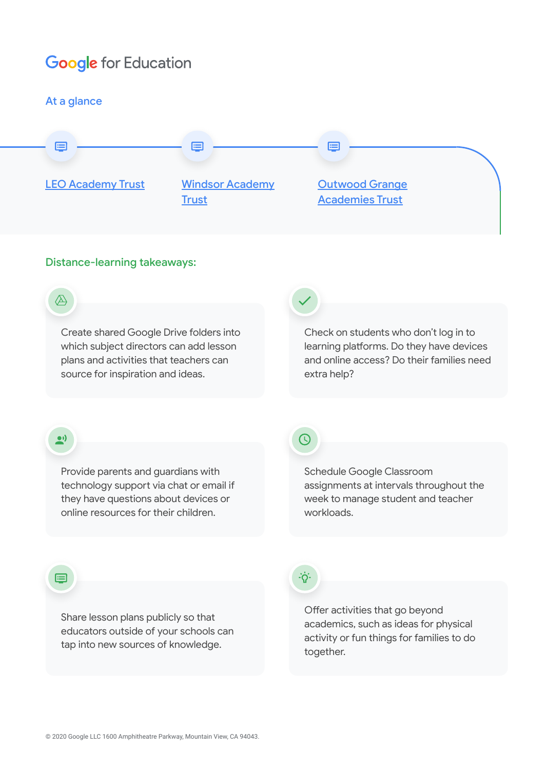Google for Education

## At a glance

[LEO Academy Trust]

[Windsor Academy Trust]

[Outwood Grange Academies Trust]

## Distance-learning takeaways:

- Create shared Google Drive folders into which subject directors can add lesson plans and activities that teachers can source for inspiration and ideas.

- Check on students who don't log in to learning platforms. Do they have devices and online access? Do their families need extra help?

- Provide parents and guardians with technology support via chat or email if they have questions about devices or online resources for their children.

- Schedule Google Classroom assignments at intervals throughout the week to manage student and teacher workloads.

- Share lesson plans publicly so that educators outside of your schools can tap into new sources of knowledge.

- Offer activities that go beyond academics, such as ideas for physical activity or fun things for families to do together.

© 2020 Google LLC 1600 Amphitheatre Parkway, Mountain View, CA 94043.